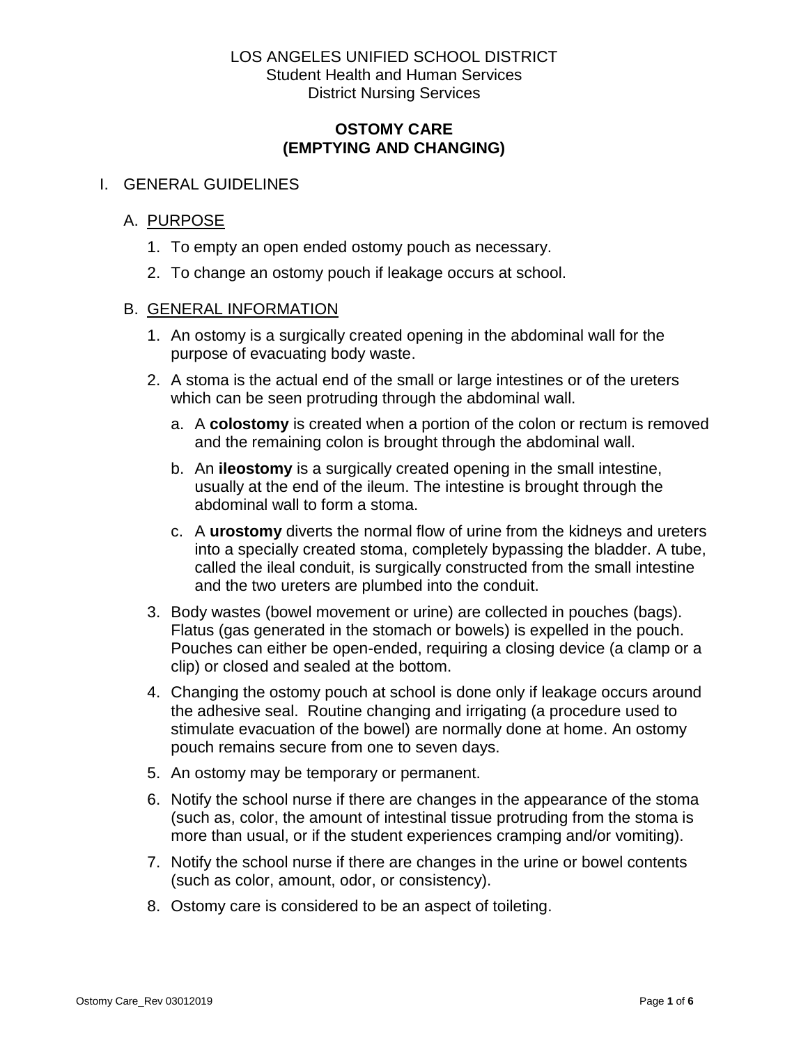LOS ANGELES UNIFIED SCHOOL DISTRICT
Student Health and Human Services
District Nursing Services

# OSTOMY CARE
# (EMPTYING AND CHANGING)

## I. GENERAL GUIDELINES

### A. PURPOSE

1. To empty an open ended ostomy pouch as necessary.
2. To change an ostomy pouch if leakage occurs at school.

### B. GENERAL INFORMATION

1. An ostomy is a surgically created opening in the abdominal wall for the purpose of evacuating body waste.
2. A stoma is the actual end of the small or large intestines or of the ureters which can be seen protruding through the abdominal wall.
   a. A **colostomy** is created when a portion of the colon or rectum is removed and the remaining colon is brought through the abdominal wall.
   b. An **ileostomy** is a surgically created opening in the small intestine, usually at the end of the ileum. The intestine is brought through the abdominal wall to form a stoma.
   c. A **urostomy** diverts the normal flow of urine from the kidneys and ureters into a specially created stoma, completely bypassing the bladder. A tube, called the ileal conduit, is surgically constructed from the small intestine and the two ureters are plumbed into the conduit.
3. Body wastes (bowel movement or urine) are collected in pouches (bags). Flatus (gas generated in the stomach or bowels) is expelled in the pouch. Pouches can either be open-ended, requiring a closing device (a clamp or a clip) or closed and sealed at the bottom.
4. Changing the ostomy pouch at school is done only if leakage occurs around the adhesive seal. Routine changing and irrigating (a procedure used to stimulate evacuation of the bowel) are normally done at home. An ostomy pouch remains secure from one to seven days.
5. An ostomy may be temporary or permanent.
6. Notify the school nurse if there are changes in the appearance of the stoma (such as, color, the amount of intestinal tissue protruding from the stoma is more than usual, or if the student experiences cramping and/or vomiting).
7. Notify the school nurse if there are changes in the urine or bowel contents (such as color, amount, odor, or consistency).
8. Ostomy care is considered to be an aspect of toileting.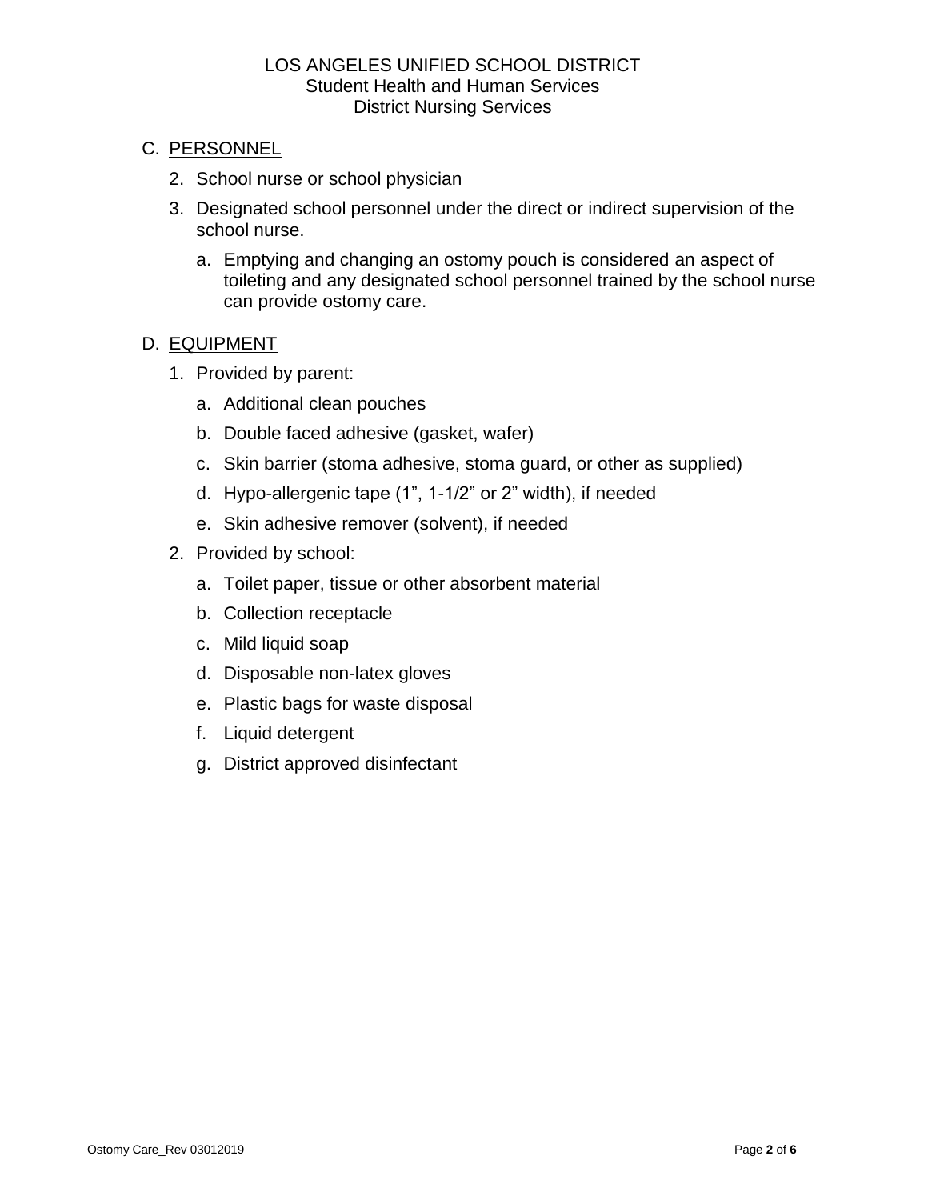C. PERSONNEL

2. School nurse or school physician
3. Designated school personnel under the direct or indirect supervision of the school nurse.
    a. Emptying and changing an ostomy pouch is considered an aspect of toileting and any designated school personnel trained by the school nurse can provide ostomy care.

D. EQUIPMENT

1. Provided by parent:
    a. Additional clean pouches
    b. Double faced adhesive (gasket, wafer)
    c. Skin barrier (stoma adhesive, stoma guard, or other as supplied)
    d. Hypo-allergenic tape (1", 1-1/2" or 2" width), if needed
    e. Skin adhesive remover (solvent), if needed
2. Provided by school:
    a. Toilet paper, tissue or other absorbent material
    b. Collection receptacle
    c. Mild liquid soap
    d. Disposable non-latex gloves
    e. Plastic bags for waste disposal
    f. Liquid detergent
    g. District approved disinfectant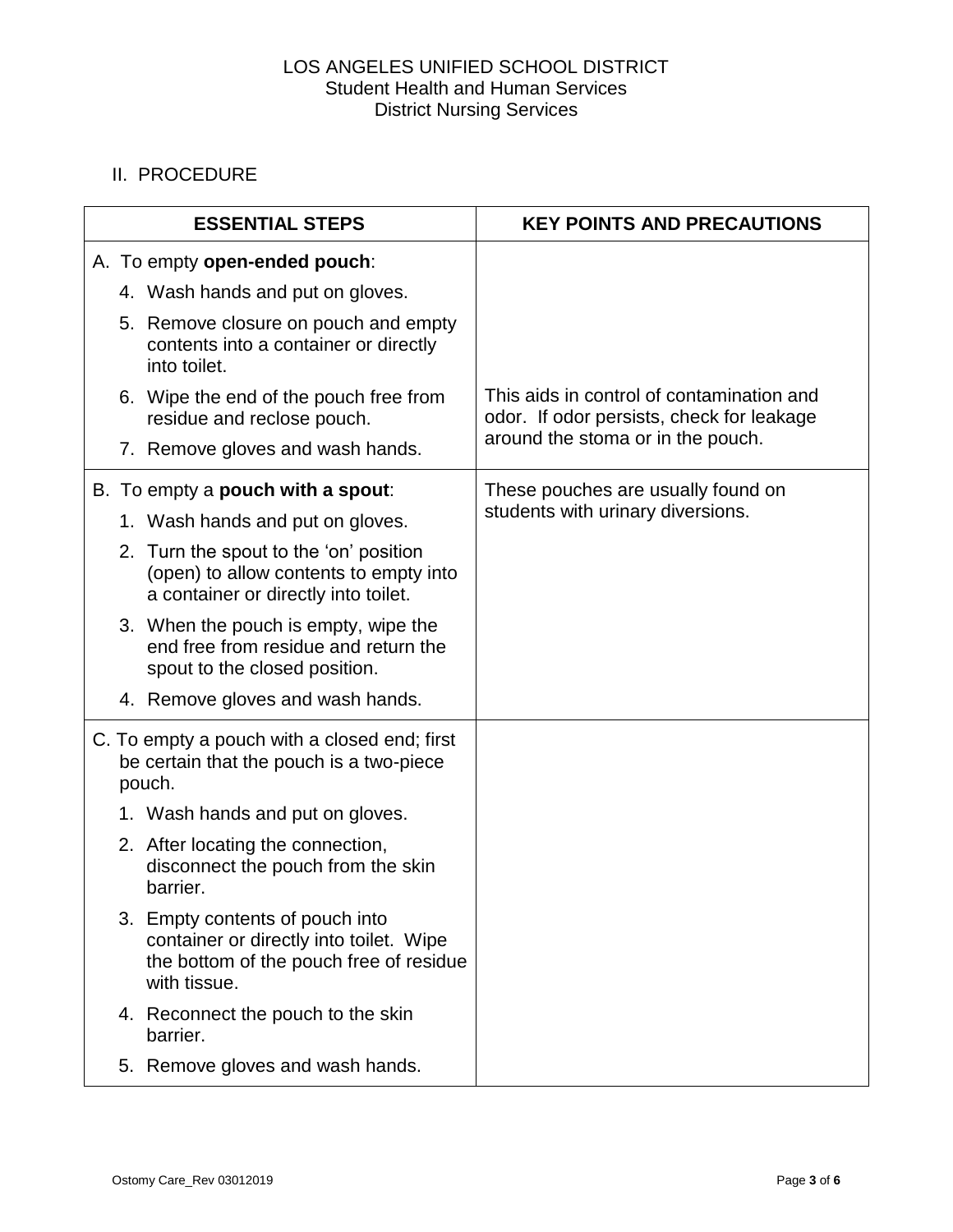## II. PROCEDURE

| ESSENTIAL STEPS | KEY POINTS AND PRECAUTIONS |
| --- | --- |
| A. To empty **open-ended pouch**:<br>4. Wash hands and put on gloves.<br>5. Remove closure on pouch and empty contents into a container or directly into toilet.<br>6. Wipe the end of the pouch free from residue and reclose pouch.<br>7. Remove gloves and wash hands. | This aids in control of contamination and odor. If odor persists, check for leakage around the stoma or in the pouch. |
| B. To empty a **pouch with a spout**:<br>1. Wash hands and put on gloves.<br>2. Turn the spout to the 'on' position (open) to allow contents to empty into a container or directly into toilet.<br>3. When the pouch is empty, wipe the end free from residue and return the spout to the closed position.<br>4. Remove gloves and wash hands. | These pouches are usually found on students with urinary diversions. |
| C. To empty a pouch with a closed end; first be certain that the pouch is a two-piece pouch.<br>1. Wash hands and put on gloves.<br>2. After locating the connection, disconnect the pouch from the skin barrier.<br>3. Empty contents of pouch into container or directly into toilet. Wipe the bottom of the pouch free of residue with tissue.<br>4. Reconnect the pouch to the skin barrier.<br>5. Remove gloves and wash hands. | |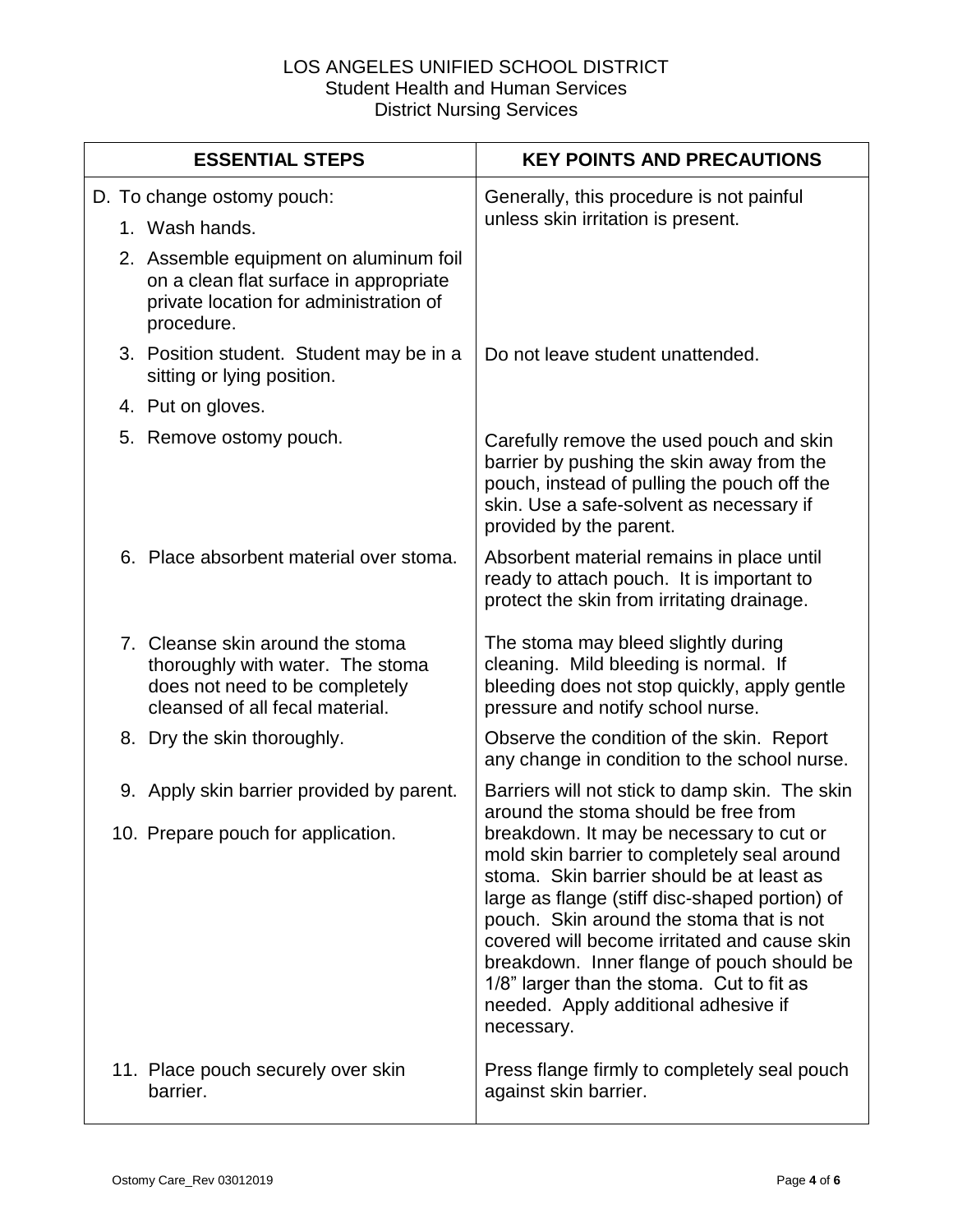LOS ANGELES UNIFIED SCHOOL DISTRICT
Student Health and Human Services
District Nursing Services

| ESSENTIAL STEPS | KEY POINTS AND PRECAUTIONS |
|---|---|
| D. To change ostomy pouch: | Generally, this procedure is not painful unless skin irritation is present. |
| 1. Wash hands. | |
| 2. Assemble equipment on aluminum foil on a clean flat surface in appropriate private location for administration of procedure. | |
| 3. Position student. Student may be in a sitting or lying position. | Do not leave student unattended. |
| 4. Put on gloves. | |
| 5. Remove ostomy pouch. | Carefully remove the used pouch and skin barrier by pushing the skin away from the pouch, instead of pulling the pouch off the skin. Use a safe-solvent as necessary if provided by the parent. |
| 6. Place absorbent material over stoma. | Absorbent material remains in place until ready to attach pouch. It is important to protect the skin from irritating drainage. |
| 7. Cleanse skin around the stoma thoroughly with water. The stoma does not need to be completely cleansed of all fecal material. | The stoma may bleed slightly during cleaning. Mild bleeding is normal. If bleeding does not stop quickly, apply gentle pressure and notify school nurse. |
| 8. Dry the skin thoroughly. | Observe the condition of the skin. Report any change in condition to the school nurse. |
| 9. Apply skin barrier provided by parent.<br><br>10. Prepare pouch for application. | Barriers will not stick to damp skin. The skin around the stoma should be free from breakdown. It may be necessary to cut or mold skin barrier to completely seal around stoma. Skin barrier should be at least as large as flange (stiff disc-shaped portion) of pouch. Skin around the stoma that is not covered will become irritated and cause skin breakdown. Inner flange of pouch should be 1/8" larger than the stoma. Cut to fit as needed. Apply additional adhesive if necessary. |
| 11. Place pouch securely over skin barrier. | Press flange firmly to completely seal pouch against skin barrier. |

Ostomy Care_Rev 03012019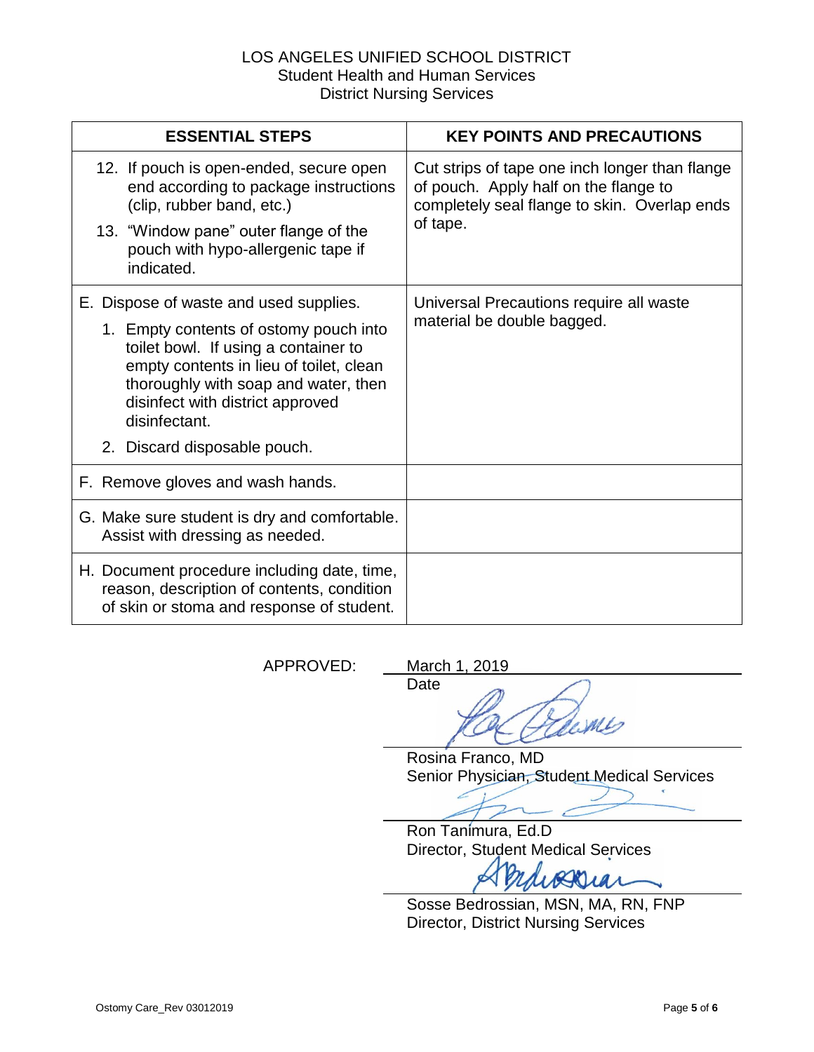LOS ANGELES UNIFIED SCHOOL DISTRICT
Student Health and Human Services
District Nursing Services

| ESSENTIAL STEPS | KEY POINTS AND PRECAUTIONS |
|---|---|
| 12. If pouch is open-ended, secure open end according to package instructions (clip, rubber band, etc.)<br>13. "Window pane" outer flange of the pouch with hypo-allergenic tape if indicated. | Cut strips of tape one inch longer than flange of pouch. Apply half on the flange to completely seal flange to skin. Overlap ends of tape. |
| E. Dispose of waste and used supplies.<br>1. Empty contents of ostomy pouch into toilet bowl. If using a container to empty contents in lieu of toilet, clean thoroughly with soap and water, then disinfect with district approved disinfectant.<br>2. Discard disposable pouch. | Universal Precautions require all waste material be double bagged. |
| F. Remove gloves and wash hands. | |
| G. Make sure student is dry and comfortable. Assist with dressing as needed. | |
| H. Document procedure including date, time, reason, description of contents, condition of skin or stoma and response of student. | |

APPROVED: March 1, 2019
Date

Rosina Franco, MD
Senior Physician, Student Medical Services

Ron Tanimura, Ed.D
Director, Student Medical Services

Sosse Bedrossian, MSN, MA, RN, FNP
Director, District Nursing Services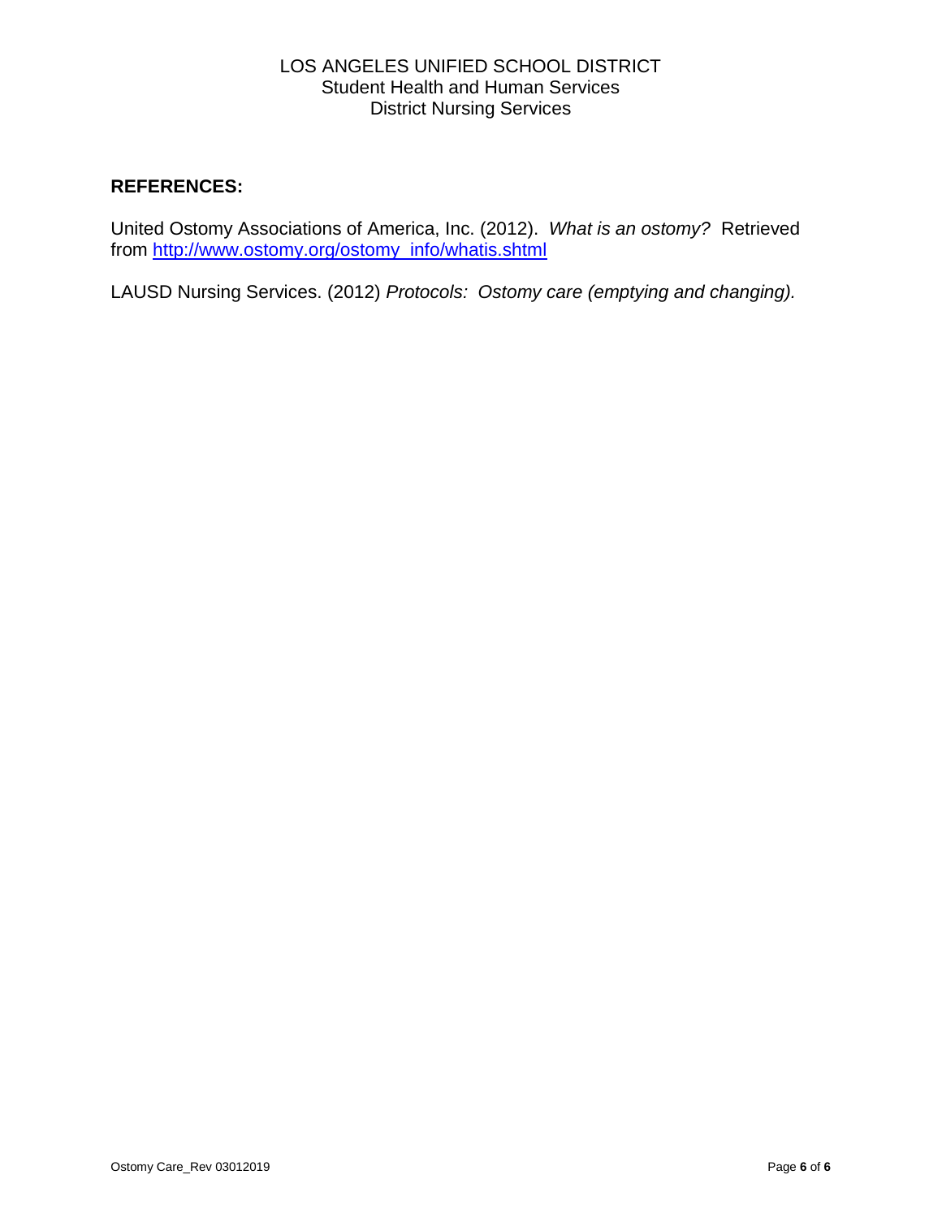## REFERENCES:

United Ostomy Associations of America, Inc. (2012). *What is an ostomy?* Retrieved from [http://www.ostomy.org/ostomy_info/whatis.shtml](http://www.ostomy.org/ostomy_info/whatis.shtml)

LAUSD Nursing Services. (2012) *Protocols: Ostomy care (emptying and changing).*